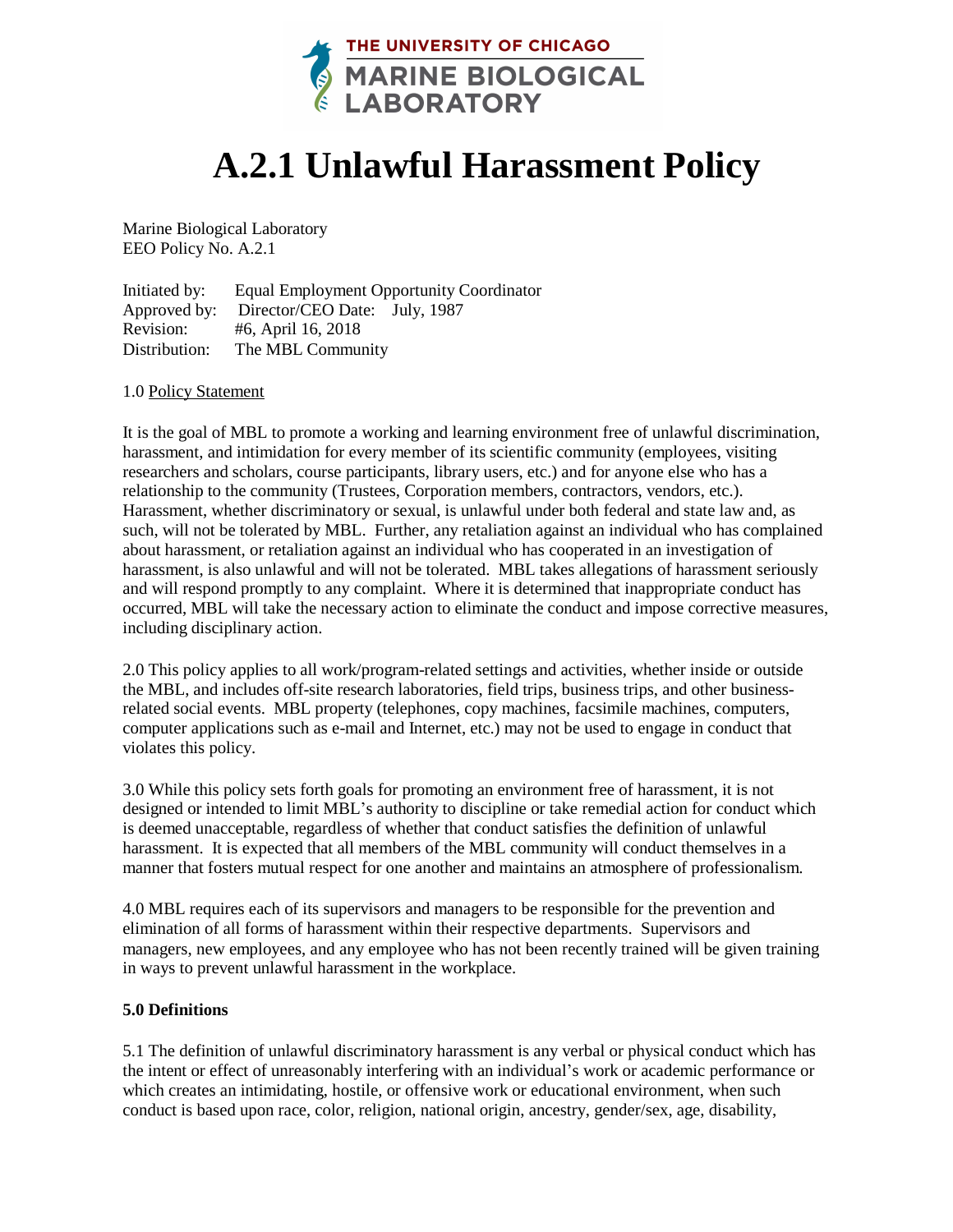THE UNIVERSITY OF CHICAGO
MARINE BIOLOGICAL LABORATORY

# A.2.1 Unlawful Harassment Policy

Marine Biological Laboratory
EEO Policy No. A.2.1

Initiated by: Equal Employment Opportunity Coordinator
Approved by: Director/CEO Date: July, 1987
Revision: #6, April 16, 2018
Distribution: The MBL Community

1.0 Policy Statement

It is the goal of MBL to promote a working and learning environment free of unlawful discrimination, harassment, and intimidation for every member of its scientific community (employees, visiting researchers and scholars, course participants, library users, etc.) and for anyone else who has a relationship to the community (Trustees, Corporation members, contractors, vendors, etc.). Harassment, whether discriminatory or sexual, is unlawful under both federal and state law and, as such, will not be tolerated by MBL. Further, any retaliation against an individual who has complained about harassment, or retaliation against an individual who has cooperated in an investigation of harassment, is also unlawful and will not be tolerated. MBL takes allegations of harassment seriously and will respond promptly to any complaint. Where it is determined that inappropriate conduct has occurred, MBL will take the necessary action to eliminate the conduct and impose corrective measures, including disciplinary action.

2.0 This policy applies to all work/program-related settings and activities, whether inside or outside the MBL, and includes off-site research laboratories, field trips, business trips, and other business-related social events. MBL property (telephones, copy machines, facsimile machines, computers, computer applications such as e-mail and Internet, etc.) may not be used to engage in conduct that violates this policy.

3.0 While this policy sets forth goals for promoting an environment free of harassment, it is not designed or intended to limit MBL's authority to discipline or take remedial action for conduct which is deemed unacceptable, regardless of whether that conduct satisfies the definition of unlawful harassment. It is expected that all members of the MBL community will conduct themselves in a manner that fosters mutual respect for one another and maintains an atmosphere of professionalism.

4.0 MBL requires each of its supervisors and managers to be responsible for the prevention and elimination of all forms of harassment within their respective departments. Supervisors and managers, new employees, and any employee who has not been recently trained will be given training in ways to prevent unlawful harassment in the workplace.

**5.0 Definitions**

5.1 The definition of unlawful discriminatory harassment is any verbal or physical conduct which has the intent or effect of unreasonably interfering with an individual's work or academic performance or which creates an intimidating, hostile, or offensive work or educational environment, when such conduct is based upon race, color, religion, national origin, ancestry, gender/sex, age, disability,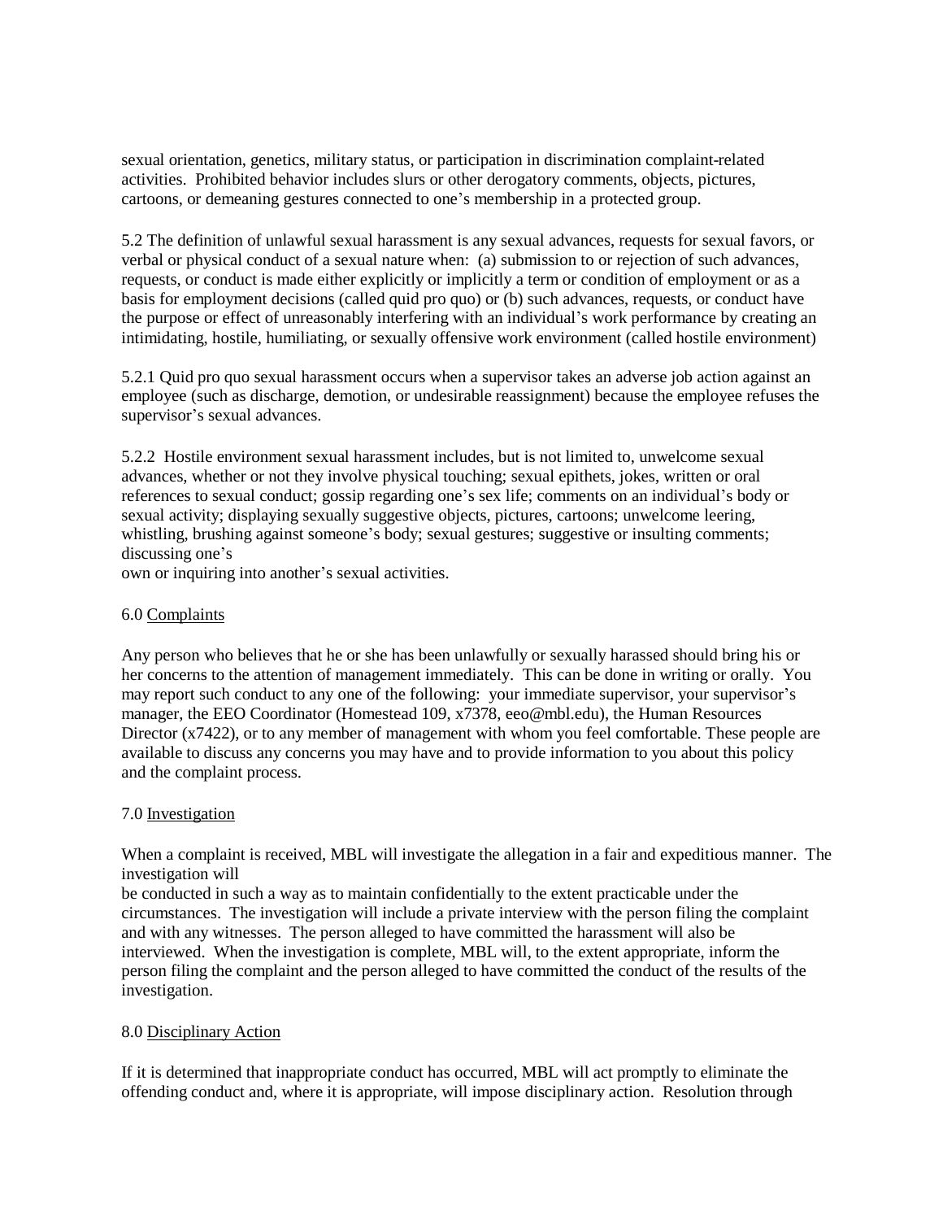sexual orientation, genetics, military status, or participation in discrimination complaint-related activities. Prohibited behavior includes slurs or other derogatory comments, objects, pictures, cartoons, or demeaning gestures connected to one's membership in a protected group.

5.2 The definition of unlawful sexual harassment is any sexual advances, requests for sexual favors, or verbal or physical conduct of a sexual nature when: (a) submission to or rejection of such advances, requests, or conduct is made either explicitly or implicitly a term or condition of employment or as a basis for employment decisions (called quid pro quo) or (b) such advances, requests, or conduct have the purpose or effect of unreasonably interfering with an individual's work performance by creating an intimidating, hostile, humiliating, or sexually offensive work environment (called hostile environment)

5.2.1 Quid pro quo sexual harassment occurs when a supervisor takes an adverse job action against an employee (such as discharge, demotion, or undesirable reassignment) because the employee refuses the supervisor's sexual advances.

5.2.2 Hostile environment sexual harassment includes, but is not limited to, unwelcome sexual advances, whether or not they involve physical touching; sexual epithets, jokes, written or oral references to sexual conduct; gossip regarding one's sex life; comments on an individual's body or sexual activity; displaying sexually suggestive objects, pictures, cartoons; unwelcome leering, whistling, brushing against someone's body; sexual gestures; suggestive or insulting comments; discussing one's
own or inquiring into another's sexual activities.

6.0 Complaints

Any person who believes that he or she has been unlawfully or sexually harassed should bring his or her concerns to the attention of management immediately. This can be done in writing or orally. You may report such conduct to any one of the following: your immediate supervisor, your supervisor's manager, the EEO Coordinator (Homestead 109, x7378, eeo@mbl.edu), the Human Resources Director (x7422), or to any member of management with whom you feel comfortable. These people are available to discuss any concerns you may have and to provide information to you about this policy and the complaint process.

7.0 Investigation

When a complaint is received, MBL will investigate the allegation in a fair and expeditious manner. The investigation will
be conducted in such a way as to maintain confidentially to the extent practicable under the circumstances. The investigation will include a private interview with the person filing the complaint and with any witnesses. The person alleged to have committed the harassment will also be interviewed. When the investigation is complete, MBL will, to the extent appropriate, inform the person filing the complaint and the person alleged to have committed the conduct of the results of the investigation.

8.0 Disciplinary Action

If it is determined that inappropriate conduct has occurred, MBL will act promptly to eliminate the offending conduct and, where it is appropriate, will impose disciplinary action. Resolution through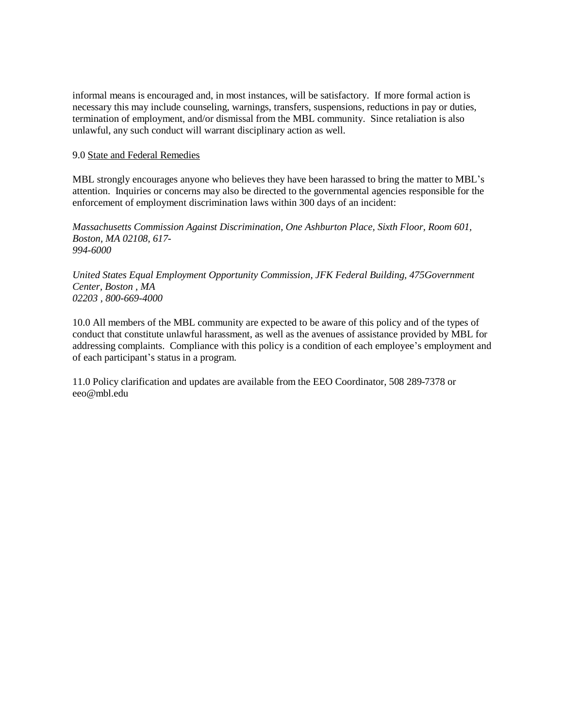informal means is encouraged and, in most instances, will be satisfactory. If more formal action is necessary this may include counseling, warnings, transfers, suspensions, reductions in pay or duties, termination of employment, and/or dismissal from the MBL community. Since retaliation is also unlawful, any such conduct will warrant disciplinary action as well.

9.0 State and Federal Remedies

MBL strongly encourages anyone who believes they have been harassed to bring the matter to MBL's attention. Inquiries or concerns may also be directed to the governmental agencies responsible for the enforcement of employment discrimination laws within 300 days of an incident:

*Massachusetts Commission Against Discrimination, One Ashburton Place, Sixth Floor, Room 601, Boston, MA 02108, 617-994-6000*

*United States Equal Employment Opportunity Commission, JFK Federal Building, 475Government Center, Boston , MA 02203 , 800-669-4000*

10.0 All members of the MBL community are expected to be aware of this policy and of the types of conduct that constitute unlawful harassment, as well as the avenues of assistance provided by MBL for addressing complaints. Compliance with this policy is a condition of each employee's employment and of each participant's status in a program.

11.0 Policy clarification and updates are available from the EEO Coordinator, 508 289-7378 or eeo@mbl.edu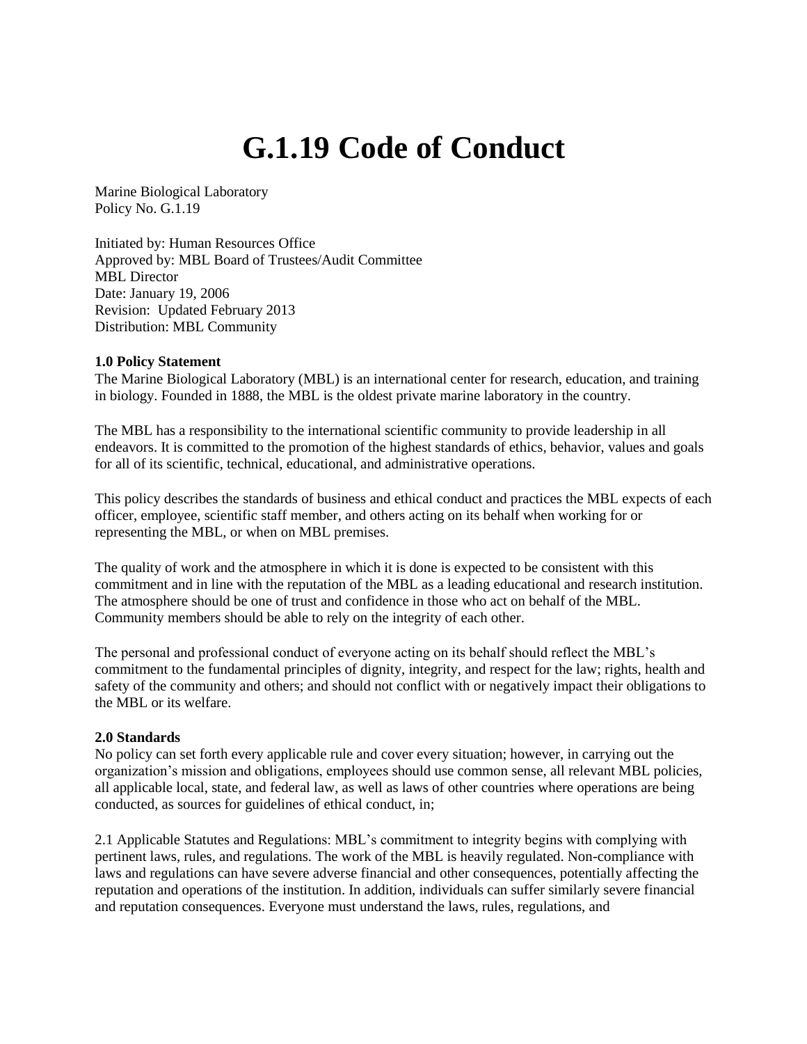# G.1.19 Code of Conduct

Marine Biological Laboratory
Policy No. G.1.19

Initiated by: Human Resources Office
Approved by: MBL Board of Trustees/Audit Committee
MBL Director
Date: January 19, 2006
Revision: Updated February 2013
Distribution: MBL Community

**1.0 Policy Statement**

The Marine Biological Laboratory (MBL) is an international center for research, education, and training in biology. Founded in 1888, the MBL is the oldest private marine laboratory in the country.

The MBL has a responsibility to the international scientific community to provide leadership in all endeavors. It is committed to the promotion of the highest standards of ethics, behavior, values and goals for all of its scientific, technical, educational, and administrative operations.

This policy describes the standards of business and ethical conduct and practices the MBL expects of each officer, employee, scientific staff member, and others acting on its behalf when working for or representing the MBL, or when on MBL premises.

The quality of work and the atmosphere in which it is done is expected to be consistent with this commitment and in line with the reputation of the MBL as a leading educational and research institution. The atmosphere should be one of trust and confidence in those who act on behalf of the MBL. Community members should be able to rely on the integrity of each other.

The personal and professional conduct of everyone acting on its behalf should reflect the MBL's commitment to the fundamental principles of dignity, integrity, and respect for the law; rights, health and safety of the community and others; and should not conflict with or negatively impact their obligations to the MBL or its welfare.

**2.0 Standards**

No policy can set forth every applicable rule and cover every situation; however, in carrying out the organization's mission and obligations, employees should use common sense, all relevant MBL policies, all applicable local, state, and federal law, as well as laws of other countries where operations are being conducted, as sources for guidelines of ethical conduct, in;

2.1 Applicable Statutes and Regulations: MBL's commitment to integrity begins with complying with pertinent laws, rules, and regulations. The work of the MBL is heavily regulated. Non-compliance with laws and regulations can have severe adverse financial and other consequences, potentially affecting the reputation and operations of the institution. In addition, individuals can suffer similarly severe financial and reputation consequences. Everyone must understand the laws, rules, regulations, and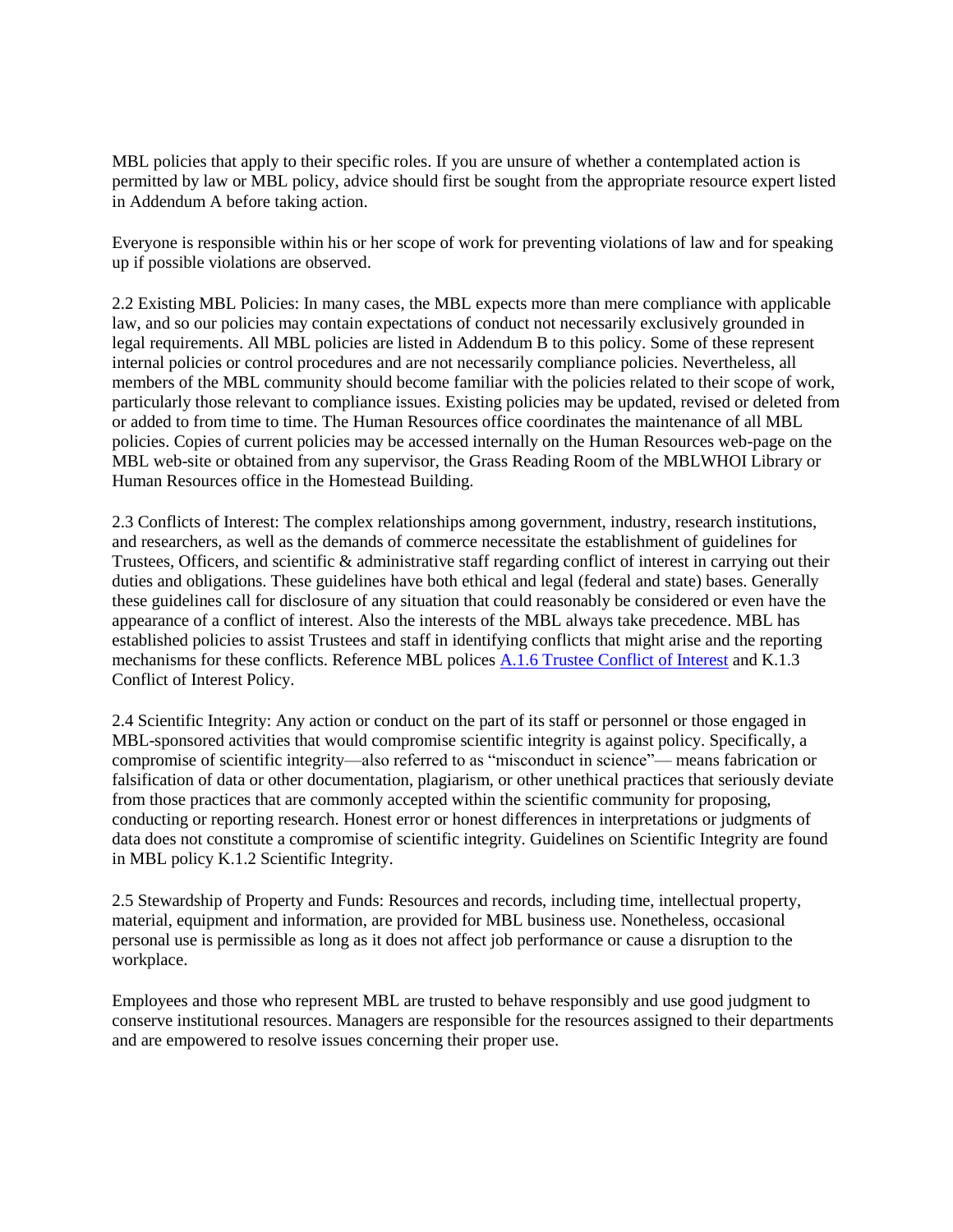MBL policies that apply to their specific roles. If you are unsure of whether a contemplated action is permitted by law or MBL policy, advice should first be sought from the appropriate resource expert listed in Addendum A before taking action.

Everyone is responsible within his or her scope of work for preventing violations of law and for speaking up if possible violations are observed.

2.2 Existing MBL Policies: In many cases, the MBL expects more than mere compliance with applicable law, and so our policies may contain expectations of conduct not necessarily exclusively grounded in legal requirements. All MBL policies are listed in Addendum B to this policy. Some of these represent internal policies or control procedures and are not necessarily compliance policies. Nevertheless, all members of the MBL community should become familiar with the policies related to their scope of work, particularly those relevant to compliance issues. Existing policies may be updated, revised or deleted from or added to from time to time. The Human Resources office coordinates the maintenance of all MBL policies. Copies of current policies may be accessed internally on the Human Resources web-page on the MBL web-site or obtained from any supervisor, the Grass Reading Room of the MBLWHOI Library or Human Resources office in the Homestead Building.

2.3 Conflicts of Interest: The complex relationships among government, industry, research institutions, and researchers, as well as the demands of commerce necessitate the establishment of guidelines for Trustees, Officers, and scientific & administrative staff regarding conflict of interest in carrying out their duties and obligations. These guidelines have both ethical and legal (federal and state) bases. Generally these guidelines call for disclosure of any situation that could reasonably be considered or even have the appearance of a conflict of interest. Also the interests of the MBL always take precedence. MBL has established policies to assist Trustees and staff in identifying conflicts that might arise and the reporting mechanisms for these conflicts. Reference MBL polices A.1.6 Trustee Conflict of Interest and K.1.3 Conflict of Interest Policy.

2.4 Scientific Integrity: Any action or conduct on the part of its staff or personnel or those engaged in MBL-sponsored activities that would compromise scientific integrity is against policy. Specifically, a compromise of scientific integrity—also referred to as "misconduct in science"— means fabrication or falsification of data or other documentation, plagiarism, or other unethical practices that seriously deviate from those practices that are commonly accepted within the scientific community for proposing, conducting or reporting research. Honest error or honest differences in interpretations or judgments of data does not constitute a compromise of scientific integrity. Guidelines on Scientific Integrity are found in MBL policy K.1.2 Scientific Integrity.

2.5 Stewardship of Property and Funds: Resources and records, including time, intellectual property, material, equipment and information, are provided for MBL business use. Nonetheless, occasional personal use is permissible as long as it does not affect job performance or cause a disruption to the workplace.

Employees and those who represent MBL are trusted to behave responsibly and use good judgment to conserve institutional resources. Managers are responsible for the resources assigned to their departments and are empowered to resolve issues concerning their proper use.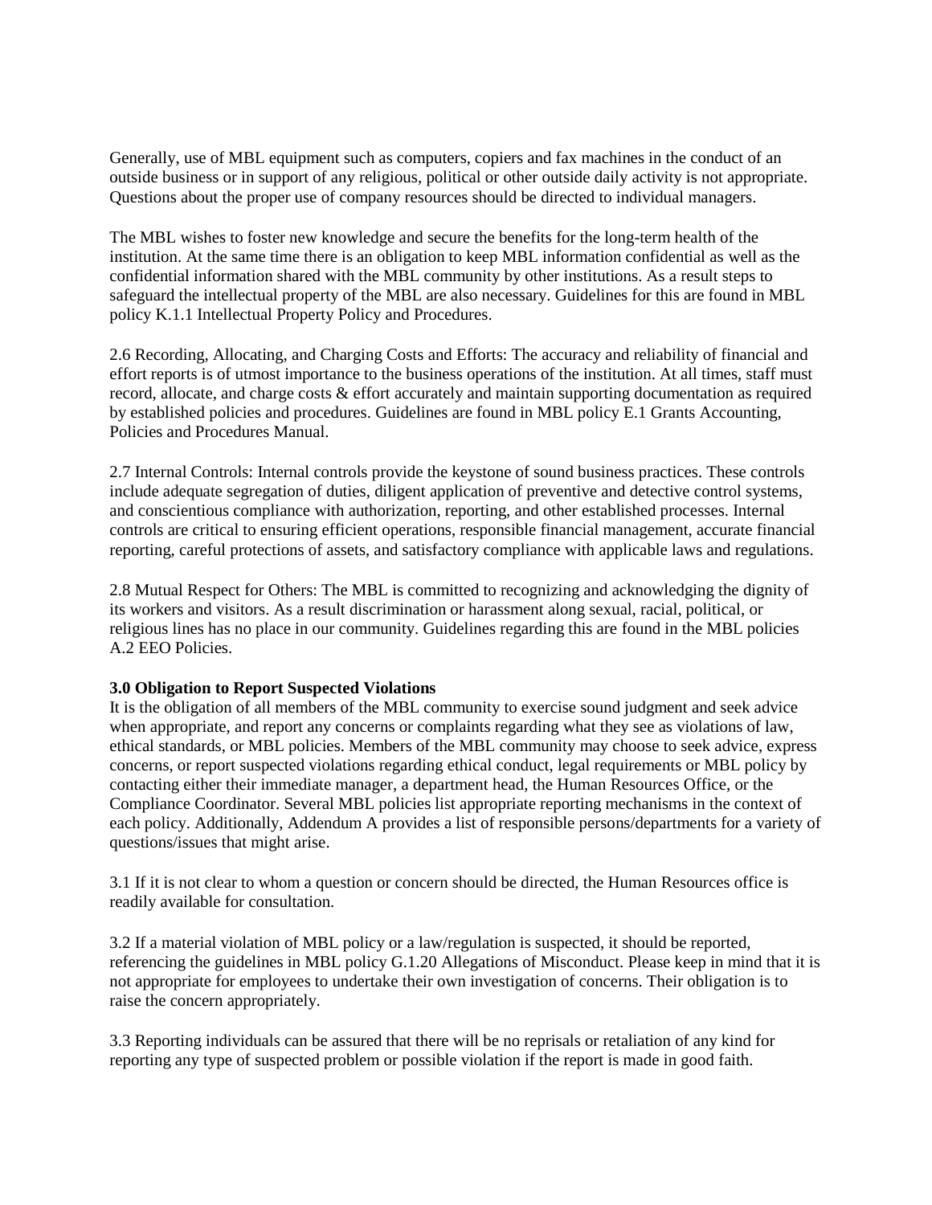Generally, use of MBL equipment such as computers, copiers and fax machines in the conduct of an outside business or in support of any religious, political or other outside daily activity is not appropriate. Questions about the proper use of company resources should be directed to individual managers.

The MBL wishes to foster new knowledge and secure the benefits for the long-term health of the institution. At the same time there is an obligation to keep MBL information confidential as well as the confidential information shared with the MBL community by other institutions. As a result steps to safeguard the intellectual property of the MBL are also necessary. Guidelines for this are found in MBL policy K.1.1 Intellectual Property Policy and Procedures.

2.6 Recording, Allocating, and Charging Costs and Efforts: The accuracy and reliability of financial and effort reports is of utmost importance to the business operations of the institution. At all times, staff must record, allocate, and charge costs & effort accurately and maintain supporting documentation as required by established policies and procedures. Guidelines are found in MBL policy E.1 Grants Accounting, Policies and Procedures Manual.

2.7 Internal Controls: Internal controls provide the keystone of sound business practices. These controls include adequate segregation of duties, diligent application of preventive and detective control systems, and conscientious compliance with authorization, reporting, and other established processes. Internal controls are critical to ensuring efficient operations, responsible financial management, accurate financial reporting, careful protections of assets, and satisfactory compliance with applicable laws and regulations.

2.8 Mutual Respect for Others: The MBL is committed to recognizing and acknowledging the dignity of its workers and visitors. As a result discrimination or harassment along sexual, racial, political, or religious lines has no place in our community. Guidelines regarding this are found in the MBL policies A.2 EEO Policies.

**3.0 Obligation to Report Suspected Violations**

It is the obligation of all members of the MBL community to exercise sound judgment and seek advice when appropriate, and report any concerns or complaints regarding what they see as violations of law, ethical standards, or MBL policies. Members of the MBL community may choose to seek advice, express concerns, or report suspected violations regarding ethical conduct, legal requirements or MBL policy by contacting either their immediate manager, a department head, the Human Resources Office, or the Compliance Coordinator. Several MBL policies list appropriate reporting mechanisms in the context of each policy. Additionally, Addendum A provides a list of responsible persons/departments for a variety of questions/issues that might arise.

3.1 If it is not clear to whom a question or concern should be directed, the Human Resources office is readily available for consultation.

3.2 If a material violation of MBL policy or a law/regulation is suspected, it should be reported, referencing the guidelines in MBL policy G.1.20 Allegations of Misconduct. Please keep in mind that it is not appropriate for employees to undertake their own investigation of concerns. Their obligation is to raise the concern appropriately.

3.3 Reporting individuals can be assured that there will be no reprisals or retaliation of any kind for reporting any type of suspected problem or possible violation if the report is made in good faith.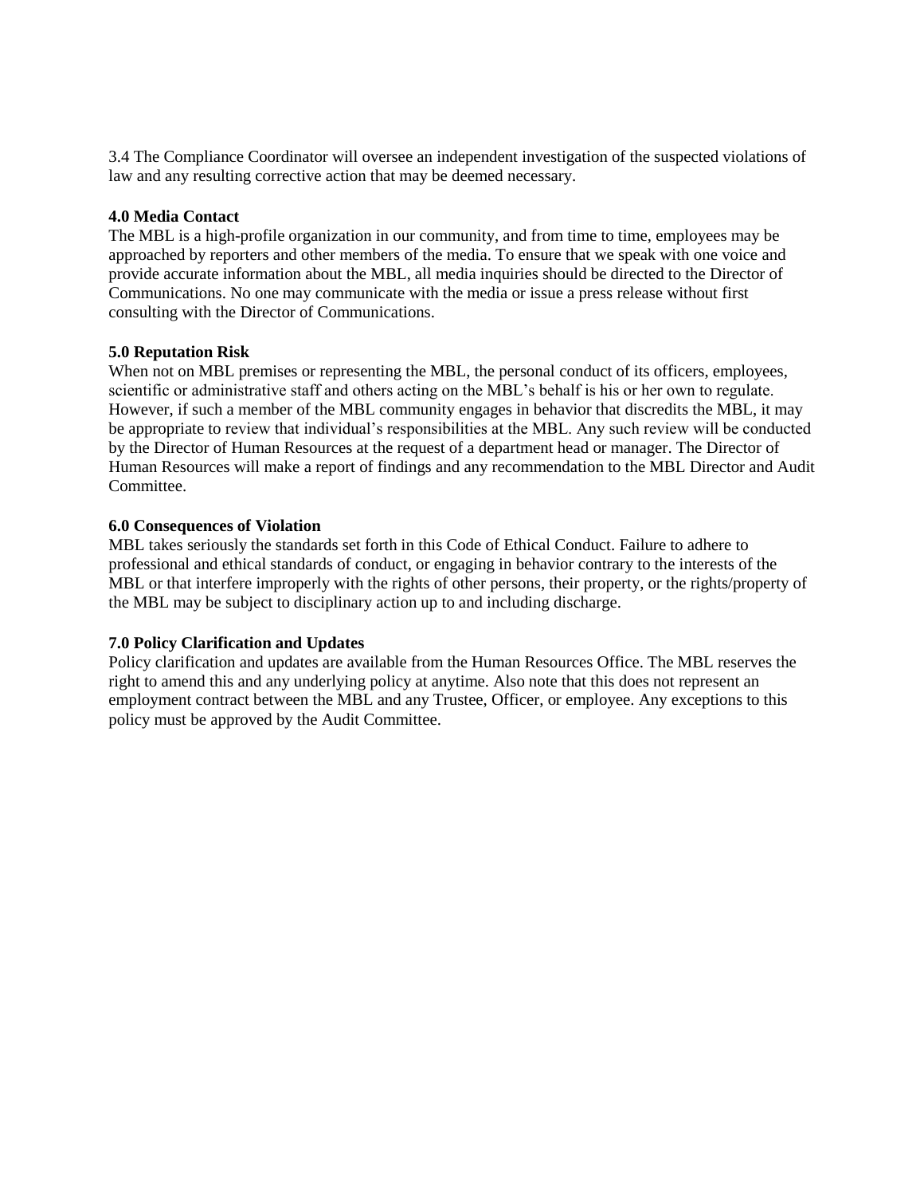3.4 The Compliance Coordinator will oversee an independent investigation of the suspected violations of law and any resulting corrective action that may be deemed necessary.

**4.0 Media Contact**

The MBL is a high-profile organization in our community, and from time to time, employees may be approached by reporters and other members of the media. To ensure that we speak with one voice and provide accurate information about the MBL, all media inquiries should be directed to the Director of Communications. No one may communicate with the media or issue a press release without first consulting with the Director of Communications.

**5.0 Reputation Risk**

When not on MBL premises or representing the MBL, the personal conduct of its officers, employees, scientific or administrative staff and others acting on the MBL's behalf is his or her own to regulate. However, if such a member of the MBL community engages in behavior that discredits the MBL, it may be appropriate to review that individual's responsibilities at the MBL. Any such review will be conducted by the Director of Human Resources at the request of a department head or manager. The Director of Human Resources will make a report of findings and any recommendation to the MBL Director and Audit Committee.

**6.0 Consequences of Violation**

MBL takes seriously the standards set forth in this Code of Ethical Conduct. Failure to adhere to professional and ethical standards of conduct, or engaging in behavior contrary to the interests of the MBL or that interfere improperly with the rights of other persons, their property, or the rights/property of the MBL may be subject to disciplinary action up to and including discharge.

**7.0 Policy Clarification and Updates**

Policy clarification and updates are available from the Human Resources Office. The MBL reserves the right to amend this and any underlying policy at anytime. Also note that this does not represent an employment contract between the MBL and any Trustee, Officer, or employee. Any exceptions to this policy must be approved by the Audit Committee.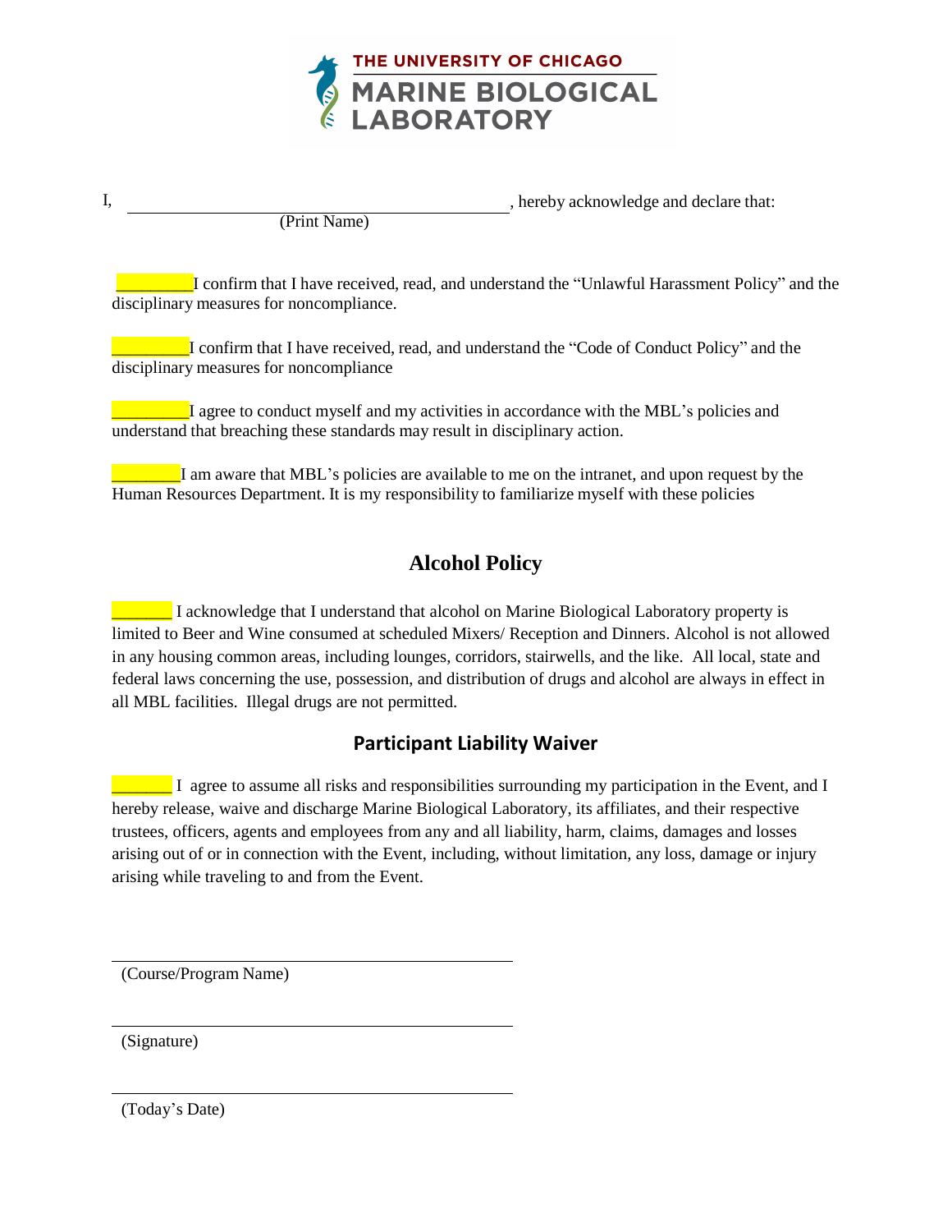THE UNIVERSITY OF CHICAGO
MARINE BIOLOGICAL LABORATORY

I, \_\_\_\_\_\_\_\_\_\_\_\_\_\_\_\_\_\_\_\_\_\_\_\_\_\_\_\_\_\_\_\_\_\_\_\_\_\_\_\_\_\_\_\_\_\_, hereby acknowledge and declare that:
(Print Name)

_________I confirm that I have received, read, and understand the “Unlawful Harassment Policy” and the disciplinary measures for noncompliance.

_________I confirm that I have received, read, and understand the “Code of Conduct Policy” and the disciplinary measures for noncompliance

_________I agree to conduct myself and my activities in accordance with the MBL’s policies and understand that breaching these standards may result in disciplinary action.

________I am aware that MBL’s policies are available to me on the intranet, and upon request by the Human Resources Department. It is my responsibility to familiarize myself with these policies

## Alcohol Policy

_______ I acknowledge that I understand that alcohol on Marine Biological Laboratory property is limited to Beer and Wine consumed at scheduled Mixers/ Reception and Dinners. Alcohol is not allowed in any housing common areas, including lounges, corridors, stairwells, and the like. All local, state and federal laws concerning the use, possession, and distribution of drugs and alcohol are always in effect in all MBL facilities. Illegal drugs are not permitted.

## Participant Liability Waiver

_______ I agree to assume all risks and responsibilities surrounding my participation in the Event, and I hereby release, waive and discharge Marine Biological Laboratory, its affiliates, and their respective trustees, officers, agents and employees from any and all liability, harm, claims, damages and losses arising out of or in connection with the Event, including, without limitation, any loss, damage or injury arising while traveling to and from the Event.

\_\_\_\_\_\_\_\_\_\_\_\_\_\_\_\_\_\_\_\_\_\_\_\_\_\_\_\_\_\_\_\_\_\_\_\_\_\_\_\_\_\_\_\_\_\_
(Course/Program Name)

\_\_\_\_\_\_\_\_\_\_\_\_\_\_\_\_\_\_\_\_\_\_\_\_\_\_\_\_\_\_\_\_\_\_\_\_\_\_\_\_\_\_\_\_\_\_
(Signature)

\_\_\_\_\_\_\_\_\_\_\_\_\_\_\_\_\_\_\_\_\_\_\_\_\_\_\_\_\_\_\_\_\_\_\_\_\_\_\_\_\_\_\_\_\_\_
(Today’s Date)